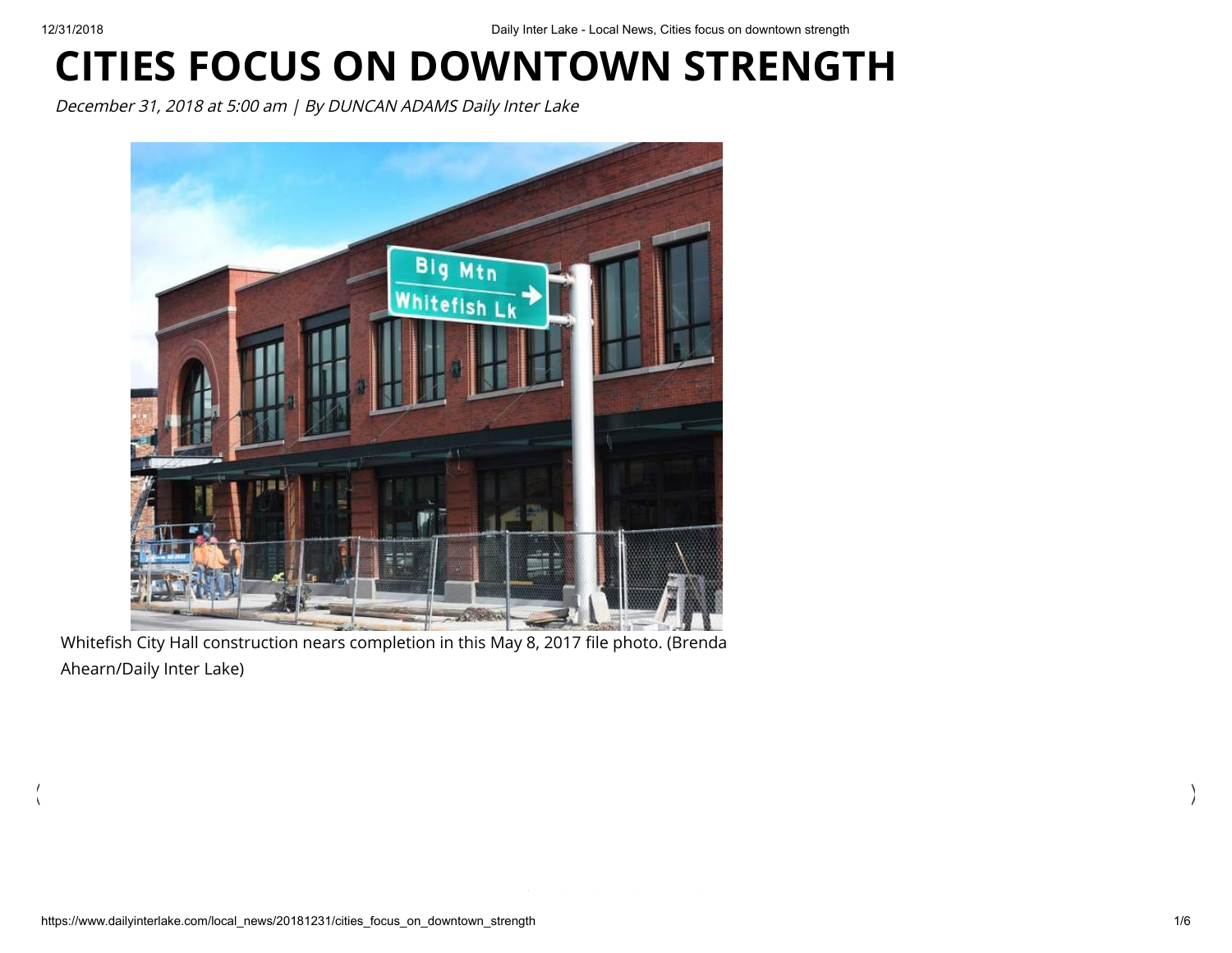# CITIES FOCUS ON DOWNTOWN STRENGTH

*December 31, 2018 at 5:00 am | By DUNCAN ADAMS Daily Inter Lake*

Whitefish City Hall construction nears completion in this May 8, 2017 file photo. (Brenda Ahearn/Daily Inter Lake)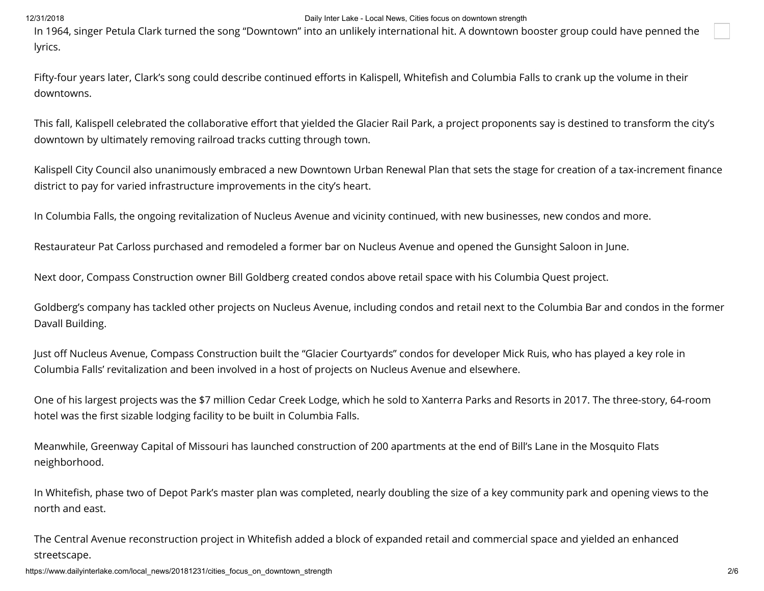In 1964, singer Petula Clark turned the song "Downtown" into an unlikely international hit. A downtown booster group could have penned the lyrics.

Fifty-four years later, Clark's song could describe continued efforts in Kalispell, Whitefish and Columbia Falls to crank up the volume in their downtowns.

This fall, Kalispell celebrated the collaborative effort that yielded the Glacier Rail Park, a project proponents say is destined to transform the city's downtown by ultimately removing railroad tracks cutting through town.

Kalispell City Council also unanimously embraced a new Downtown Urban Renewal Plan that sets the stage for creation of a tax-increment finance district to pay for varied infrastructure improvements in the city's heart.

In Columbia Falls, the ongoing revitalization of Nucleus Avenue and vicinity continued, with new businesses, new condos and more.

Restaurateur Pat Carloss purchased and remodeled a former bar on Nucleus Avenue and opened the Gunsight Saloon in June.

Next door, Compass Construction owner Bill Goldberg created condos above retail space with his Columbia Quest project.

Goldberg's company has tackled other projects on Nucleus Avenue, including condos and retail next to the Columbia Bar and condos in the former Davall Building.

Just off Nucleus Avenue, Compass Construction built the "Glacier Courtyards" condos for developer Mick Ruis, who has played a key role in Columbia Falls' revitalization and been involved in a host of projects on Nucleus Avenue and elsewhere.

One of his largest projects was the $7 million Cedar Creek Lodge, which he sold to Xanterra Parks and Resorts in 2017. The three-story, 64-room hotel was the first sizable lodging facility to be built in Columbia Falls.

Meanwhile, Greenway Capital of Missouri has launched construction of 200 apartments at the end of Bill's Lane in the Mosquito Flats neighborhood.

In Whitefish, phase two of Depot Park's master plan was completed, nearly doubling the size of a key community park and opening views to the north and east.

The Central Avenue reconstruction project in Whitefish added a block of expanded retail and commercial space and yielded an enhanced streetscape.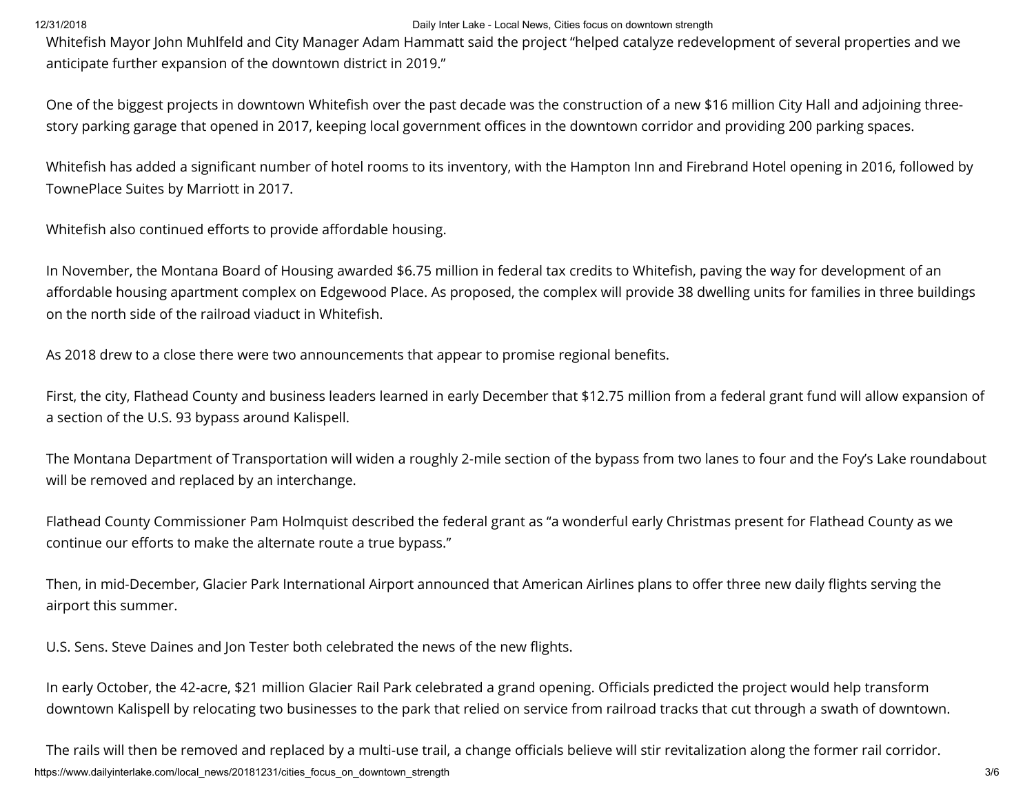Whitefish Mayor John Muhlfeld and City Manager Adam Hammatt said the project “helped catalyze redevelopment of several properties and we anticipate further expansion of the downtown district in 2019.”

One of the biggest projects in downtown Whitefish over the past decade was the construction of a new $16 million City Hall and adjoining three-story parking garage that opened in 2017, keeping local government offices in the downtown corridor and providing 200 parking spaces.

Whitefish has added a significant number of hotel rooms to its inventory, with the Hampton Inn and Firebrand Hotel opening in 2016, followed by TownePlace Suites by Marriott in 2017.

Whitefish also continued efforts to provide affordable housing.

In November, the Montana Board of Housing awarded $6.75 million in federal tax credits to Whitefish, paving the way for development of an affordable housing apartment complex on Edgewood Place. As proposed, the complex will provide 38 dwelling units for families in three buildings on the north side of the railroad viaduct in Whitefish.

As 2018 drew to a close there were two announcements that appear to promise regional benefits.

First, the city, Flathead County and business leaders learned in early December that $12.75 million from a federal grant fund will allow expansion of a section of the U.S. 93 bypass around Kalispell.

The Montana Department of Transportation will widen a roughly 2-mile section of the bypass from two lanes to four and the Foy’s Lake roundabout will be removed and replaced by an interchange.

Flathead County Commissioner Pam Holmquist described the federal grant as “a wonderful early Christmas present for Flathead County as we continue our efforts to make the alternate route a true bypass.”

Then, in mid-December, Glacier Park International Airport announced that American Airlines plans to offer three new daily flights serving the airport this summer.

U.S. Sens. Steve Daines and Jon Tester both celebrated the news of the new flights.

In early October, the 42-acre, $21 million Glacier Rail Park celebrated a grand opening. Officials predicted the project would help transform downtown Kalispell by relocating two businesses to the park that relied on service from railroad tracks that cut through a swath of downtown.

The rails will then be removed and replaced by a multi-use trail, a change officials believe will stir revitalization along the former rail corridor.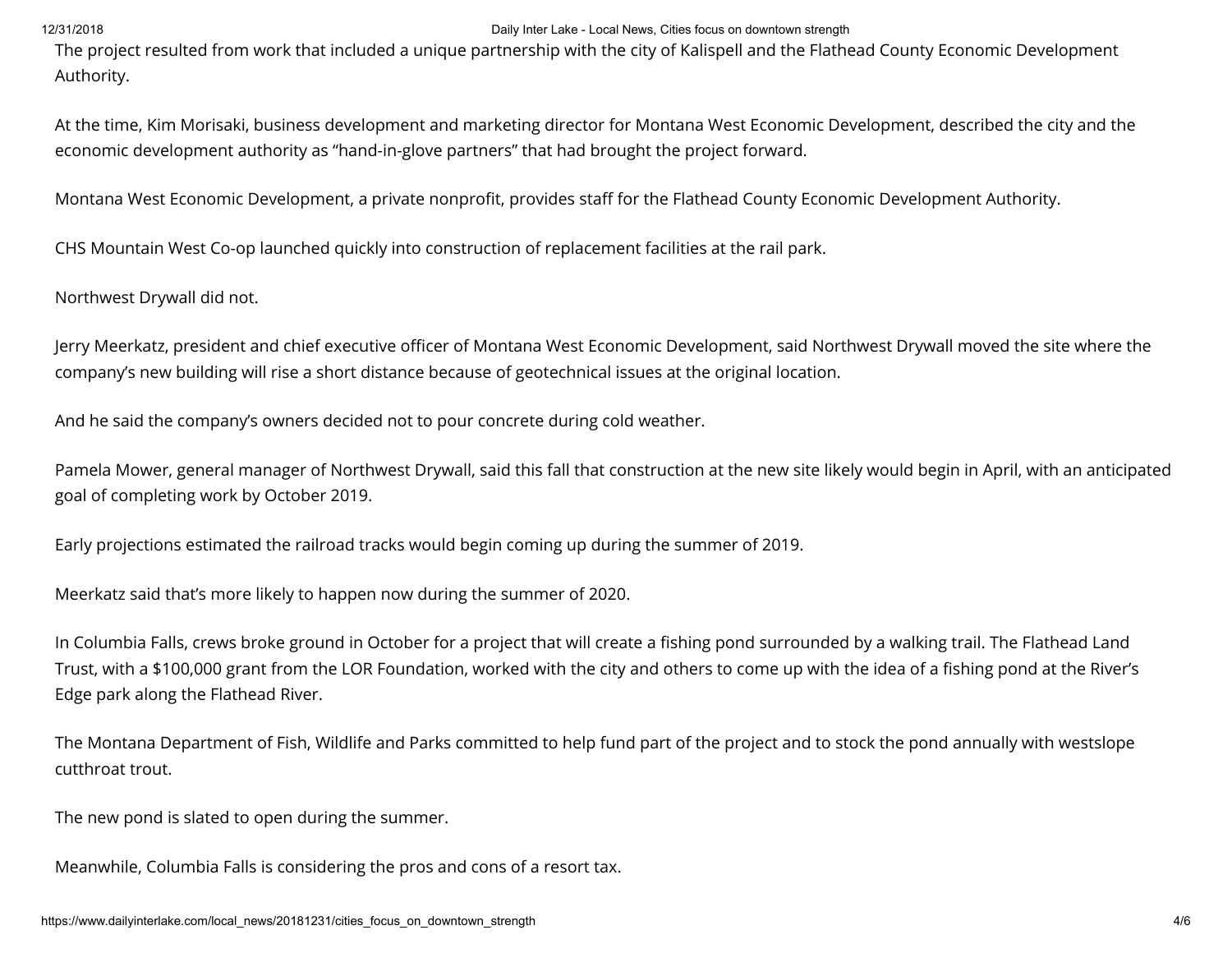The project resulted from work that included a unique partnership with the city of Kalispell and the Flathead County Economic Development Authority.

At the time, Kim Morisaki, business development and marketing director for Montana West Economic Development, described the city and the economic development authority as “hand-in-glove partners” that had brought the project forward.

Montana West Economic Development, a private nonprofit, provides staff for the Flathead County Economic Development Authority.

CHS Mountain West Co-op launched quickly into construction of replacement facilities at the rail park.

Northwest Drywall did not.

Jerry Meerkatz, president and chief executive officer of Montana West Economic Development, said Northwest Drywall moved the site where the company’s new building will rise a short distance because of geotechnical issues at the original location.

And he said the company’s owners decided not to pour concrete during cold weather.

Pamela Mower, general manager of Northwest Drywall, said this fall that construction at the new site likely would begin in April, with an anticipated goal of completing work by October 2019.

Early projections estimated the railroad tracks would begin coming up during the summer of 2019.

Meerkatz said that’s more likely to happen now during the summer of 2020.

In Columbia Falls, crews broke ground in October for a project that will create a fishing pond surrounded by a walking trail. The Flathead Land Trust, with a $100,000 grant from the LOR Foundation, worked with the city and others to come up with the idea of a fishing pond at the River’s Edge park along the Flathead River.

The Montana Department of Fish, Wildlife and Parks committed to help fund part of the project and to stock the pond annually with westslope cutthroat trout.

The new pond is slated to open during the summer.

Meanwhile, Columbia Falls is considering the pros and cons of a resort tax.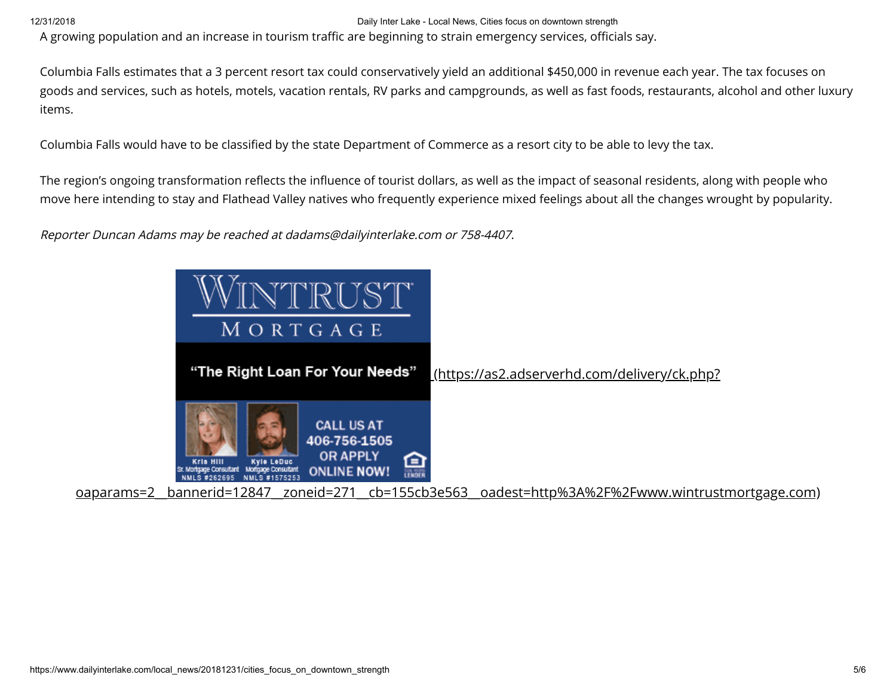A growing population and an increase in tourism traffic are beginning to strain emergency services, officials say.

Columbia Falls estimates that a 3 percent resort tax could conservatively yield an additional $450,000 in revenue each year. The tax focuses on goods and services, such as hotels, motels, vacation rentals, RV parks and campgrounds, as well as fast foods, restaurants, alcohol and other luxury items.

Columbia Falls would have to be classified by the state Department of Commerce as a resort city to be able to levy the tax.

The region's ongoing transformation reflects the influence of tourist dollars, as well as the impact of seasonal residents, along with people who move here intending to stay and Flathead Valley natives who frequently experience mixed feelings about all the changes wrought by popularity.

*Reporter Duncan Adams may be reached at dadams@dailyinterlake.com or 758-4407.*

(https://as2.adserverhd.com/delivery/ck.php?oaparams=2__bannerid=12847__zoneid=271__cb=155cb3e563__oadest=http%3A%2F%2Fwww.wintrustmortgage.com)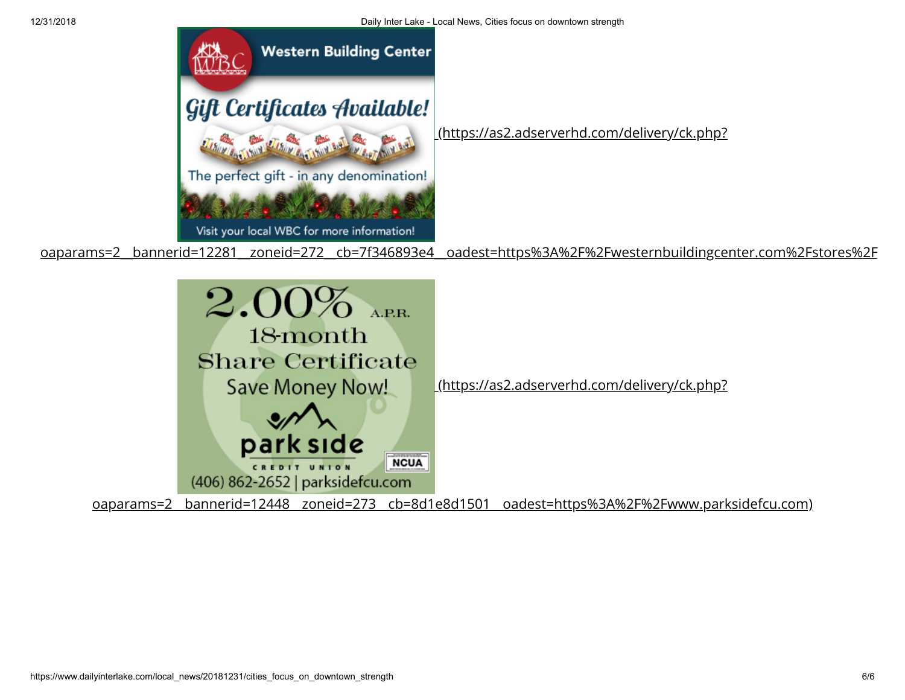(https://as2.adserverhd.com/delivery/ck.php?oaparams=2__bannerid=12281__zoneid=272__cb=7f346893e4__oadest=https%3A%2F%2Fwesternbuildingcenter.com%2Fstores%2F

(https://as2.adserverhd.com/delivery/ck.php?oaparams=2__bannerid=12448__zoneid=273__cb=8d1e8d1501__oadest=https%3A%2F%2Fwww.parksidefcu.com)